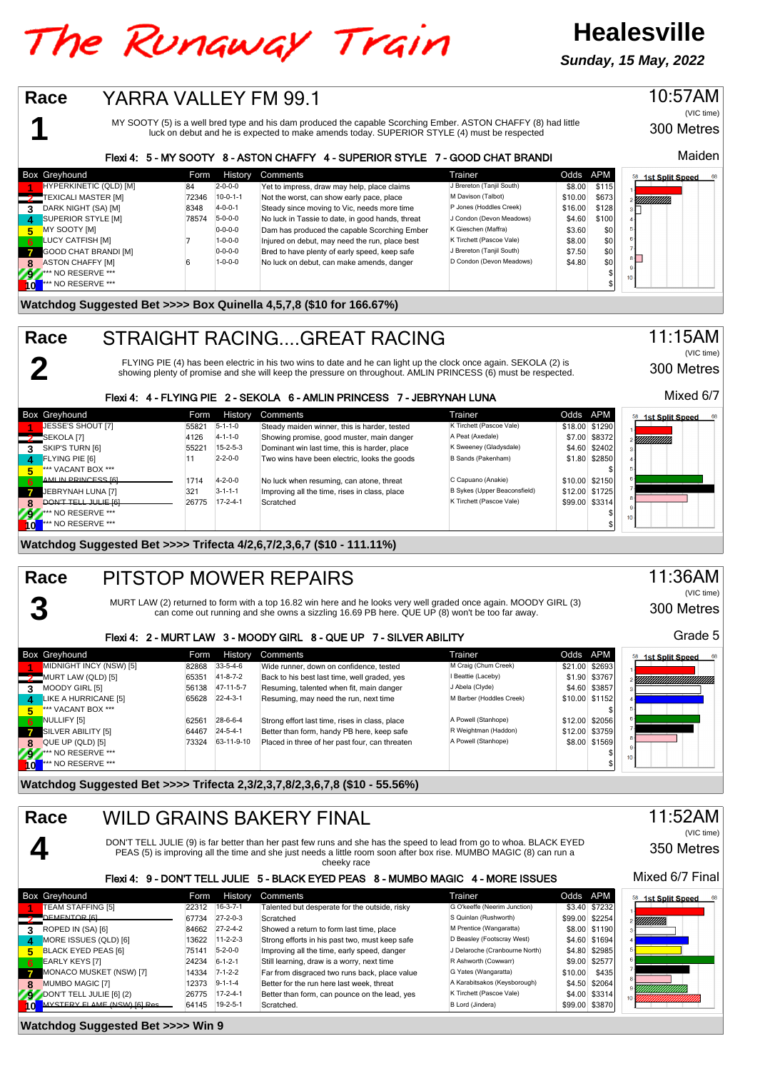# The Runaway Train

**Healesville**

***Sunday, 15 May, 2022***

## Race 1 — YARRA VALLEY FM 99.1

10:57AM (VIC time) — 300 Metres — Maiden

MY SOOTY (5) is a well bred type and his dam produced the capable Scorching Ember. ASTON CHAFFY (8) had little luck on debut and he is expected to make amends today. SUPERIOR STYLE (4) must be respected

**Flexi 4: 5 - MY SOOTY 8 - ASTON CHAFFY 4 - SUPERIOR STYLE 7 - GOOD CHAT BRANDI**

| Box | Greyhound | Form | History | Comments | Trainer | Odds | APM |
|---|---|---|---|---|---|---|---|
| 1 | HYPERKINETIC (QLD) [M] | 84 | 2-0-0-0 | Yet to impress, draw may help, place claims | J Brereton (Tanjil South) | $8.00 | $115 |
| 2 | TEXICALI MASTER [M] | 72346 | 10-0-1-1 | Not the worst, can show early pace, place | M Davison (Talbot) | $10.00 | $673 |
| 3 | DARK NIGHT (SA) [M] | 8348 | 4-0-0-1 | Steady since moving to Vic, needs more time | P Jones (Hoddles Creek) | $16.00 | $128 |
| 4 | SUPERIOR STYLE [M] | 78574 | 5-0-0-0 | No luck in Tassie to date, in good hands, threat | J Condon (Devon Meadows) | $4.60 | $100 |
| 5 | MY SOOTY [M] | | 0-0-0-0 | Dam has produced the capable Scorching Ember | K Gieschen (Maffra) | $3.60 | $0 |
| 6 | LUCY CATFISH [M] | 7 | 1-0-0-0 | Injured on debut, may need the run, place best | K Tirchett (Pascoe Vale) | $8.00 | $0 |
| 7 | GOOD CHAT BRANDI [M] | | 0-0-0-0 | Bred to have plenty of early speed, keep safe | J Brereton (Tanjil South) | $7.50 | $0 |
| 8 | ASTON CHAFFY [M] | 6 | 1-0-0-0 | No luck on debut, can make amends, danger | D Condon (Devon Meadows) | $4.80 | $0 |
| 9 | *** NO RESERVE *** | | | | | | $ |
| 10 | *** NO RESERVE *** | | | | | | $ |

**Watchdog Suggested Bet >>>> Box Quinella 4,5,7,8 ($10 for 166.67%)**

## Race 2 — STRAIGHT RACING....GREAT RACING

11:15AM (VIC time) — 300 Metres — Mixed 6/7

FLYING PIE (4) has been electric in his two wins to date and he can light up the clock once again. SEKOLA (2) is showing plenty of promise and she will keep the pressure on throughout. AMLIN PRINCESS (6) must be respected.

**Flexi 4: 4 - FLYING PIE 2 - SEKOLA 6 - AMLIN PRINCESS 7 - JEBRYNAH LUNA**

| Box | Greyhound | Form | History | Comments | Trainer | Odds | APM |
|---|---|---|---|---|---|---|---|
| 1 | JESSE'S SHOUT [7] | 55821 | 5-1-1-0 | Steady maiden winner, this is harder, tested | K Tirchett (Pascoe Vale) | $18.00 | $1290 |
| 2 | SEKOLA [7] | 4126 | 4-1-1-0 | Showing promise, good muster, main danger | A Peat (Axedale) | $7.00 | $8372 |
| 3 | SKIP'S TURN [6] | 55221 | 15-2-5-3 | Dominant win last time, this is harder, place | K Sweeney (Gladysdale) | $4.60 | $2402 |
| 4 | FLYING PIE [6] | 11 | 2-2-0-0 | Two wins have been electric, looks the goods | B Sands (Pakenham) | $1.80 | $2850 |
| 5 | *** VACANT BOX *** | | | | | | $ |
| 6 | ~~AMLIN PRINCESS [6]~~ | 1714 | 4-2-0-0 | No luck when resuming, can atone, threat | C Capuano (Anakie) | $10.00 | $2150 |
| 7 | JEBRYNAH LUNA [7] | 321 | 3-1-1-1 | Improving all the time, rises in class, place | B Sykes (Upper Beaconsfield) | $12.00 | $1725 |
| 8 | ~~DON'T TELL JULIE [6]~~ | 26775 | 17-2-4-1 | Scratched | K Tirchett (Pascoe Vale) | $99.00 | $3314 |
| 9 | *** NO RESERVE *** | | | | | | $ |
| 10 | *** NO RESERVE *** | | | | | | $ |

**Watchdog Suggested Bet >>>> Trifecta 4/2,6,7/2,3,6,7 ($10 - 111.11%)**

## Race 3 — PITSTOP MOWER REPAIRS

11:36AM (VIC time) — 300 Metres — Grade 5

MURT LAW (2) returned to form with a top 16.82 win here and he looks very well graded once again. MOODY GIRL (3) can come out running and she owns a sizzling 16.69 PB here. QUE UP (8) won't be too far away.

**Flexi 4: 2 - MURT LAW 3 - MOODY GIRL 8 - QUE UP 7 - SILVER ABILITY**

| Box | Greyhound | Form | History | Comments | Trainer | Odds | APM |
|---|---|---|---|---|---|---|---|
| 1 | MIDNIGHT INCY (NSW) [5] | 82868 | 33-5-4-6 | Wide runner, down on confidence, tested | M Craig (Churn Creek) | $21.00 | $2693 |
| 2 | MURT LAW (QLD) [5] | 65351 | 41-8-7-2 | Back to his best last time, well graded, yes | I Beattie (Laceby) | $1.90 | $3767 |
| 3 | MOODY GIRL [5] | 56138 | 47-11-5-7 | Resuming, talented when fit, main danger | J Abela (Clyde) | $4.60 | $3857 |
| 4 | LIKE A HURRICANE [5] | 65628 | 22-4-3-1 | Resuming, may need the run, next time | M Barber (Hoddles Creek) | $10.00 | $1152 |
| 5 | *** VACANT BOX *** | | | | | | $ |
| 6 | NULLIFY [5] | 62561 | 28-6-6-4 | Strong effort last time, rises in class, place | A Powell (Stanhope) | $12.00 | $2056 |
| 7 | SILVER ABILITY [5] | 64467 | 24-5-4-1 | Better than form, handy PB here, keep safe | R Weightman (Haddon) | $12.00 | $3759 |
| 8 | QUE UP (QLD) [5] | 73324 | 63-11-9-10 | Placed in three of her past four, can threaten | A Powell (Stanhope) | $8.00 | $1569 |
| 9 | *** NO RESERVE *** | | | | | | $ |
| 10 | *** NO RESERVE *** | | | | | | $ |

**Watchdog Suggested Bet >>>> Trifecta 2,3/2,3,7,8/2,3,6,7,8 ($10 - 55.56%)**

## Race 4 — WILD GRAINS BAKERY FINAL

11:52AM (VIC time) — 350 Metres — Mixed 6/7 Final

DON'T TELL JULIE (9) is far better than her past few runs and she has the speed to lead from go to whoa. BLACK EYED PEAS (5) is improving all the time and she just needs a little room soon after box rise. MUMBO MAGIC (8) can run a cheeky race

**Flexi 4: 9 - DON'T TELL JULIE 5 - BLACK EYED PEAS 8 - MUMBO MAGIC 4 - MORE ISSUES**

| Box | Greyhound | Form | History | Comments | Trainer | Odds | APM |
|---|---|---|---|---|---|---|---|
| 1 | TEAM STAFFING [5] | 22312 | 16-3-7-1 | Talented but desperate for the outside, risky | G O'keeffe (Neerim Junction) | $3.40 | $7232 |
| 2 | ~~DEMENTOR [6]~~ | 67734 | 27-2-0-3 | Scratched | S Quinlan (Rushworth) | $99.00 | $2254 |
| 3 | ROPED IN (SA) [6] | 84662 | 27-2-4-2 | Showed a return to form last time, place | M Prentice (Wangaratta) | $8.00 | $1190 |
| 4 | MORE ISSUES (QLD) [6] | 13622 | 11-2-2-3 | Strong efforts in his past two, must keep safe | D Beasley (Footscray West) | $4.60 | $1694 |
| 5 | BLACK EYED PEAS [6] | 75141 | 5-2-0-0 | Improving all the time, early speed, danger | J Delaroche (Cranbourne North) | $4.80 | $2985 |
| 6 | EARLY KEYS [7] | 24234 | 6-1-2-1 | Still learning, draw is a worry, next time | R Ashworth (Cowwarr) | $9.00 | $2577 |
| 7 | MONACO MUSKET (NSW) [7] | 14334 | 7-1-2-2 | Far from disgraced two runs back, place value | G Yates (Wangaratta) | $10.00 | $435 |
| 8 | MUMBO MAGIC [7] | 12373 | 9-1-1-4 | Much improved run here last week, threat | A Karabitsakos (Keysborough) | $4.50 | $2064 |
| 9 | DON'T TELL JULIE [6] (2) | 26775 | 17-2-4-1 | Better than form, can pounce on the lead, yes | K Tirchett (Pascoe Vale) | $4.00 | $3314 |
| 10 | ~~MYSTERY FLAME (NSW) [6] Res~~ | 64145 | 19-2-5-1 | Scratched. | B Lord (Jindera) | $99.00 | $3870 |

**Watchdog Suggested Bet >>>> Win 9**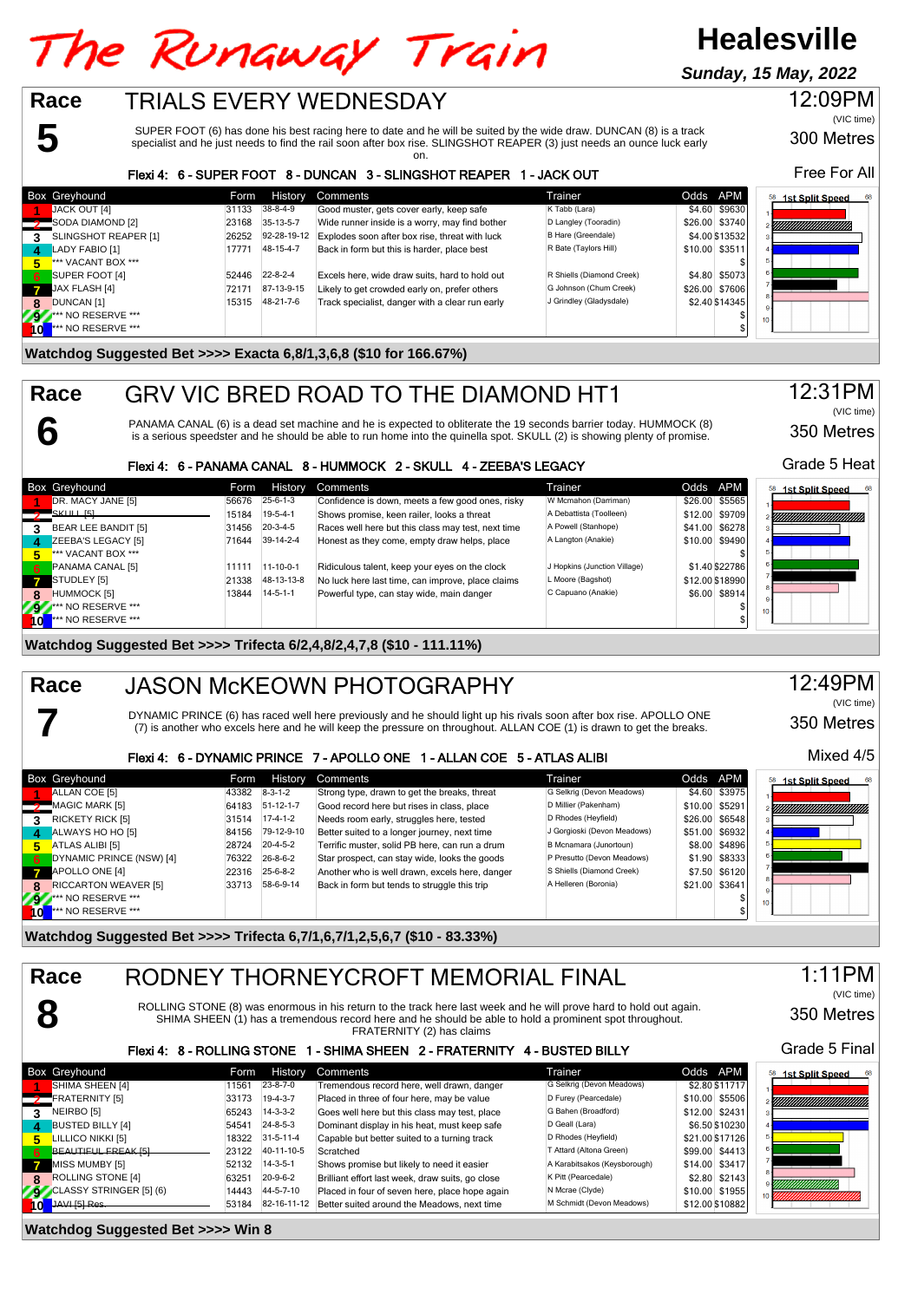# The Runaway Train

**Healesville**

***Sunday, 15 May, 2022***

## Race 5 — TRIALS EVERY WEDNESDAY

12:09PM (VIC time)

300 Metres

Free For All

SUPER FOOT (6) has done his best racing here to date and he will be suited by the wide draw. DUNCAN (8) is a track specialist and he just needs to find the rail soon after box rise. SLINGSHOT REAPER (3) just needs an ounce luck early on.

**Flexi 4: 6 - SUPER FOOT 8 - DUNCAN 3 - SLINGSHOT REAPER 1 - JACK OUT**

| Box | Greyhound | Form | History | Comments | Trainer | Odds | APM |
|---|---|---|---|---|---|---|---|
| 1 | JACK OUT [4] | 31133 | 38-8-4-9 | Good muster, gets cover early, keep safe | K Tabb (Lara) | $4.60 | $9630 |
| 2 | SODA DIAMOND [2] | 23168 | 35-13-5-7 | Wide runner inside is a worry, may find bother | D Langley (Tooradin) | $26.00 | $3740 |
| 3 | SLINGSHOT REAPER [1] | 26252 | 92-28-19-12 | Explodes soon after box rise, threat with luck | B Hare (Greendale) | $4.00 | $13532 |
| 4 | LADY FABIO [1] | 17771 | 48-15-4-7 | Back in form but this is harder, place best | R Bate (Taylors Hill) | $10.00 | $3511 |
| 5 | *** VACANT BOX *** | | | | | | $ |
| 6 | SUPER FOOT [4] | 52446 | 22-8-2-4 | Excels here, wide draw suits, hard to hold out | R Shiells (Diamond Creek) | $4.80 | $5073 |
| 7 | JAX FLASH [4] | 72171 | 87-13-9-15 | Likely to get crowded early on, prefer others | G Johnson (Chum Creek) | $26.00 | $7606 |
| 8 | DUNCAN [1] | 15315 | 48-21-7-6 | Track specialist, danger with a clear run early | J Grindley (Gladysdale) | $2.40 | $14345 |
| 9 | *** NO RESERVE *** | | | | | | $ |
| 10 | *** NO RESERVE *** | | | | | | $ |

**Watchdog Suggested Bet >>>> Exacta 6,8/1,3,6,8 ($10 for 166.67%)**

## Race 6 — GRV VIC BRED ROAD TO THE DIAMOND HT1

12:31PM (VIC time)

350 Metres

Grade 5 Heat

PANAMA CANAL (6) is a dead set machine and he is expected to obliterate the 19 seconds barrier today. HUMMOCK (8) is a serious speedster and he should be able to run home into the quinella spot. SKULL (2) is showing plenty of promise.

**Flexi 4: 6 - PANAMA CANAL 8 - HUMMOCK 2 - SKULL 4 - ZEEBA'S LEGACY**

| Box | Greyhound | Form | History | Comments | Trainer | Odds | APM |
|---|---|---|---|---|---|---|---|
| 1 | DR. MACY JANE [5] | 56676 | 25-6-1-3 | Confidence is down, meets a few good ones, risky | W Mcmahon (Darriman) | $26.00 | $5565 |
| 2 | ~~SKULL [5]~~ | 15184 | 19-5-4-1 | Shows promise, keen railer, looks a threat | A Debattista (Toolleen) | $12.00 | $9709 |
| 3 | BEAR LEE BANDIT [5] | 31456 | 20-3-4-5 | Races well here but this class may test, next time | A Powell (Stanhope) | $41.00 | $6278 |
| 4 | ZEEBA'S LEGACY [5] | 71644 | 39-14-2-4 | Honest as they come, empty draw helps, place | A Langton (Anakie) | $10.00 | $9490 |
| 5 | *** VACANT BOX *** | | | | | | $ |
| 6 | PANAMA CANAL [5] | 11111 | 11-10-0-1 | Ridiculous talent, keep your eyes on the clock | J Hopkins (Junction Village) | $1.40 | $22786 |
| 7 | STUDLEY [5] | 21338 | 48-13-13-8 | No luck here last time, can improve, place claims | L Moore (Bagshot) | $12.00 | $18990 |
| 8 | HUMMOCK [5] | 13844 | 14-5-1-1 | Powerful type, can stay wide, main danger | C Capuano (Anakie) | $6.00 | $8914 |
| 9 | *** NO RESERVE *** | | | | | | $ |
| 10 | *** NO RESERVE *** | | | | | | $ |

**Watchdog Suggested Bet >>>> Trifecta 6/2,4,8/2,4,7,8 ($10 - 111.11%)**

## Race 7 — JASON McKEOWN PHOTOGRAPHY

12:49PM (VIC time)

350 Metres

Mixed 4/5

DYNAMIC PRINCE (6) has raced well here previously and he should light up his rivals soon after box rise. APOLLO ONE (7) is another who excels here and he will keep the pressure on throughout. ALLAN COE (1) is drawn to get the breaks.

**Flexi 4: 6 - DYNAMIC PRINCE 7 - APOLLO ONE 1 - ALLAN COE 5 - ATLAS ALIBI**

| Box | Greyhound | Form | History | Comments | Trainer | Odds | APM |
|---|---|---|---|---|---|---|---|
| 1 | ALLAN COE [5] | 43382 | 8-3-1-2 | Strong type, drawn to get the breaks, threat | G Selkrig (Devon Meadows) | $4.60 | $3975 |
| 2 | MAGIC MARK [5] | 64183 | 51-12-1-7 | Good record here but rises in class, place | D Millier (Pakenham) | $10.00 | $5291 |
| 3 | RICKETY RICK [5] | 31514 | 17-4-1-2 | Needs room early, struggles here, tested | D Rhodes (Heyfield) | $26.00 | $6548 |
| 4 | ALWAYS HO HO [5] | 84156 | 79-12-9-10 | Better suited to a longer journey, next time | J Gorgioski (Devon Meadows) | $51.00 | $6932 |
| 5 | ATLAS ALIBI [5] | 28724 | 20-4-5-2 | Terrific muster, solid PB here, can run a drum | B Mcnamara (Junortoun) | $8.00 | $4896 |
| 6 | DYNAMIC PRINCE (NSW) [4] | 76322 | 26-8-6-2 | Star prospect, can stay wide, looks the goods | P Presutto (Devon Meadows) | $1.90 | $8333 |
| 7 | APOLLO ONE [4] | 22316 | 25-6-8-2 | Another who is well drawn, excels here, danger | S Shiells (Diamond Creek) | $7.50 | $6120 |
| 8 | RICCARTON WEAVER [5] | 33713 | 58-6-9-14 | Back in form but tends to struggle this trip | A Helleren (Boronia) | $21.00 | $3641 |
| 9 | *** NO RESERVE *** | | | | | | $ |
| 10 | *** NO RESERVE *** | | | | | | $ |

**Watchdog Suggested Bet >>>> Trifecta 6,7/1,6,7/1,2,5,6,7 ($10 - 83.33%)**

## Race 8 — RODNEY THORNEYCROFT MEMORIAL FINAL

1:11PM (VIC time)

350 Metres

Grade 5 Final

ROLLING STONE (8) was enormous in his return to the track here last week and he will prove hard to hold out again. SHIMA SHEEN (1) has a tremendous record here and he should be able to hold a prominent spot throughout. FRATERNITY (2) has claims

**Flexi 4: 8 - ROLLING STONE 1 - SHIMA SHEEN 2 - FRATERNITY 4 - BUSTED BILLY**

| Box | Greyhound | Form | History | Comments | Trainer | Odds | APM |
|---|---|---|---|---|---|---|---|
| 1 | SHIMA SHEEN [4] | 11561 | 23-8-7-0 | Tremendous record here, well drawn, danger | G Selkrig (Devon Meadows) | $2.80 | $11717 |
| 2 | FRATERNITY [5] | 33173 | 19-4-3-7 | Placed in three of four here, may be value | D Furey (Pearcedale) | $10.00 | $5506 |
| 3 | NEIRBO [5] | 65243 | 14-3-3-2 | Goes well here but this class may test, place | G Bahen (Broadford) | $12.00 | $2431 |
| 4 | BUSTED BILLY [4] | 54541 | 24-8-5-3 | Dominant display in his heat, must keep safe | D Geall (Lara) | $6.50 | $10230 |
| 5 | LILLICO NIKKI [5] | 18322 | 31-5-11-4 | Capable but better suited to a turning track | D Rhodes (Heyfield) | $21.00 | $17126 |
| 6 | ~~BEAUTIFUL FREAK [5]~~ | 23122 | 40-11-10-5 | Scratched | T Attard (Altona Green) | $99.00 | $4413 |
| 7 | MISS MUMBY [5] | 52132 | 14-3-5-1 | Shows promise but likely to need it easier | A Karabitsakos (Keysborough) | $14.00 | $3417 |
| 8 | ROLLING STONE [4] | 63251 | 20-9-6-2 | Brilliant effort last week, draw suits, go close | K Pitt (Pearcedale) | $2.80 | $2143 |
| 9 | CLASSY STRINGER [5] (6) | 14443 | 44-5-7-10 | Placed in four of seven here, place hope again | N Mcrae (Clyde) | $10.00 | $1955 |
| 10 | ~~JAVI [5] Res.~~ | 53184 | 82-16-11-12 | Better suited around the Meadows, next time | M Schmidt (Devon Meadows) | $12.00 | $10882 |

**Watchdog Suggested Bet >>>> Win 8**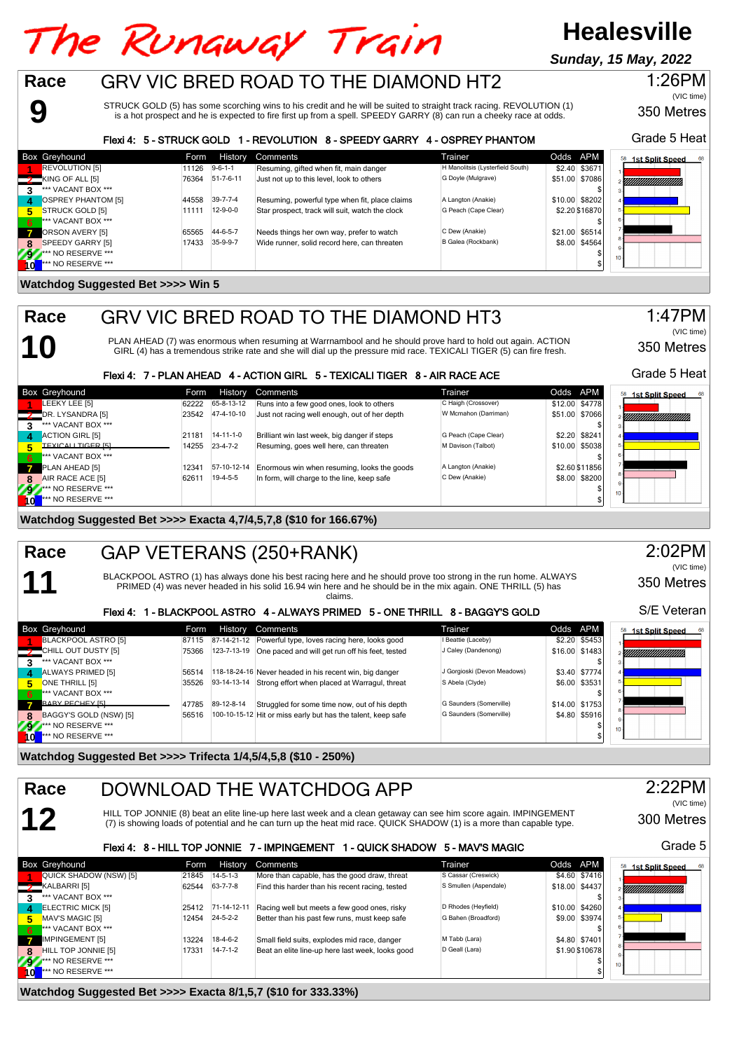# The Runaway Train

**Healesville**

***Sunday, 15 May, 2022***

## Race 9 — GRV VIC BRED ROAD TO THE DIAMOND HT2

1:26PM (VIC time) — 350 Metres — Grade 5 Heat

STRUCK GOLD (5) has some scorching wins to his credit and he will be suited to straight track racing. REVOLUTION (1) is a hot prospect and he is expected to fire first up from a spell. SPEEDY GARRY (8) can run a cheeky race at odds.

**Flexi 4: 5 - STRUCK GOLD 1 - REVOLUTION 8 - SPEEDY GARRY 4 - OSPREY PHANTOM**

| Box | Greyhound | Form | History | Comments | Trainer | Odds | APM |
|---|---|---|---|---|---|---|---|
| 1 | REVOLUTION [5] | 11126 | 9-6-1-1 | Resuming, gifted when fit, main danger | H Manolitsis (Lysterfield South) | $2.40 | $3671 |
| 2 | KING OF ALL [5] | 76364 | 51-7-6-11 | Just not up to this level, look to others | G Doyle (Mulgrave) | $51.00 | $7086 |
| 3 | *** VACANT BOX *** | | | | | | $ |
| 4 | OSPREY PHANTOM [5] | 44558 | 39-7-7-4 | Resuming, powerful type when fit, place claims | A Langton (Anakie) | $10.00 | $8202 |
| 5 | STRUCK GOLD [5] | 11111 | 12-9-0-0 | Star prospect, track will suit, watch the clock | G Peach (Cape Clear) | $2.20 | $16870 |
| 6 | *** VACANT BOX *** | | | | | | $ |
| 7 | ORSON AVERY [5] | 65565 | 44-6-5-7 | Needs things her own way, prefer to watch | C Dew (Anakie) | $21.00 | $6514 |
| 8 | SPEEDY GARRY [5] | 17433 | 35-9-9-7 | Wide runner, solid record here, can threaten | G Galea (Rockbank) | $8.00 | $4564 |
| 9 | *** NO RESERVE *** | | | | | | $ |
| 10 | *** NO RESERVE *** | | | | | | $ |

**Watchdog Suggested Bet >>>> Win 5**

## Race 10 — GRV VIC BRED ROAD TO THE DIAMOND HT3

1:47PM (VIC time) — 350 Metres — Grade 5 Heat

PLAN AHEAD (7) was enormous when resuming at Warrnambool and he should prove hard to hold out again. ACTION GIRL (4) has a tremendous strike rate and she will dial up the pressure mid race. TEXICALI TIGER (5) can fire fresh.

**Flexi 4: 7 - PLAN AHEAD 4 - ACTION GIRL 5 - TEXICALI TIGER 8 - AIR RACE ACE**

| Box | Greyhound | Form | History | Comments | Trainer | Odds | APM |
|---|---|---|---|---|---|---|---|
| 1 | LEEKY LEE [5] | 62222 | 65-8-13-12 | Runs into a few good ones, look to others | C Haigh (Crossover) | $12.00 | $4778 |
| 2 | DR. LYSANDRA [5] | 23542 | 47-4-10-10 | Just not racing well enough, out of her depth | W Mcmahon (Darriman) | $51.00 | $7066 |
| 3 | *** VACANT BOX *** | | | | | | $ |
| 4 | ACTION GIRL [5] | 21181 | 14-11-1-0 | Brilliant win last week, big danger if steps | G Peach (Cape Clear) | $2.20 | $8241 |
| 5 | TEXICALI TIGER [5] | 14255 | 23-4-7-2 | Resuming, goes well here, can threaten | M Davison (Talbot) | $10.00 | $5038 |
| 6 | *** VACANT BOX *** | | | | | | $ |
| 7 | PLAN AHEAD [5] | 12341 | 57-10-12-14 | Enormous win when resuming, looks the goods | A Langton (Anakie) | $2.60 | $11856 |
| 8 | AIR RACE ACE [5] | 62611 | 19-4-5-5 | In form, will charge to the line, keep safe | C Dew (Anakie) | $8.00 | $8200 |
| 9 | *** NO RESERVE *** | | | | | | $ |
| 10 | *** NO RESERVE *** | | | | | | $ |

**Watchdog Suggested Bet >>>> Exacta 4,7/4,5,7,8 ($10 for 166.67%)**

## Race 11 — GAP VETERANS (250+RANK)

2:02PM (VIC time) — 350 Metres — S/E Veteran

BLACKPOOL ASTRO (1) has always done his best racing here and he should prove too strong in the run home. ALWAYS PRIMED (4) was never headed in his solid 16.94 win here and he should be in the mix again. ONE THRILL (5) has claims.

**Flexi 4: 1 - BLACKPOOL ASTRO 4 - ALWAYS PRIMED 5 - ONE THRILL 8 - BAGGY'S GOLD**

| Box | Greyhound | Form | History | Comments | Trainer | Odds | APM |
|---|---|---|---|---|---|---|---|
| 1 | BLACKPOOL ASTRO [5] | 87115 | 87-14-21-12 | Powerful type, loves racing here, looks good | I Beattie (Laceby) | $2.20 | $5453 |
| 2 | CHILL OUT DUSTY [5] | 75365 | 123-7-13-19 | One paced and will get run off his feet, tested | J Caley (Dandenong) | $16.00 | $1483 |
| 3 | *** VACANT BOX *** | | | | | | $ |
| 4 | ALWAYS PRIMED [5] | 56514 | 118-18-24-16 | Never headed in his recent win, big danger | J Gorgioski (Devon Meadows) | $3.40 | $7774 |
| 5 | ONE THRILL [5] | 35526 | 93-14-13-14 | Strong effort when placed at Warragul, threat | S Abela (Clyde) | $6.00 | $3531 |
| 6 | *** VACANT BOX *** | | | | | | $ |
| 7 | BABY PEACHEY [5] | 47785 | 89-12-8-14 | Struggled for some time now, out of his depth | G Saunders (Somerville) | $14.00 | $1753 |
| 8 | BAGGY'S GOLD (NSW) [5] | 56516 | 100-10-15-12 | Hit or miss early but has the talent, keep safe | G Saunders (Somerville) | $4.80 | $5916 |
| 9 | *** NO RESERVE *** | | | | | | $ |
| 10 | *** NO RESERVE *** | | | | | | $ |

**Watchdog Suggested Bet >>>> Trifecta 1/4,5/4,5,8 ($10 - 250%)**

## Race 12 — DOWNLOAD THE WATCHDOG APP

2:22PM (VIC time) — 300 Metres — Grade 5

HILL TOP JONNIE (8) beat an elite line-up here last week and a clean getaway can see him score again. IMPINGEMENT (7) is showing loads of potential and he can turn up the heat mid race. QUICK SHADOW (1) is a more than capable type.

**Flexi 4: 8 - HILL TOP JONNIE 7 - IMPINGEMENT 1 - QUICK SHADOW 5 - MAV'S MAGIC**

| Box | Greyhound | Form | History | Comments | Trainer | Odds | APM |
|---|---|---|---|---|---|---|---|
| 1 | QUICK SHADOW (NSW) [5] | 21845 | 14-5-1-3 | More than capable, has the good draw, threat | S Cassar (Creswick) | $4.60 | $7416 |
| 2 | KALBARRI [5] | 62544 | 63-7-7-8 | Find this harder than his recent racing, tested | S Smullen (Aspendale) | $18.00 | $4437 |
| 3 | *** VACANT BOX *** | | | | | | $ |
| 4 | ELECTRIC MICK [5] | 25412 | 71-14-12-11 | Racing well but meets a few good ones, risky | D Rhodes (Heyfield) | $10.00 | $4260 |
| 5 | MAV'S MAGIC [5] | 12454 | 24-5-2-2 | Better than his past few runs, must keep safe | G Bahen (Broadford) | $9.00 | $3974 |
| 6 | *** VACANT BOX *** | | | | | | $ |
| 7 | IMPINGEMENT [5] | 13224 | 18-4-6-2 | Small field suits, explodes mid race, danger | M Tabb (Lara) | $4.80 | $7401 |
| 8 | HILL TOP JONNIE [5] | 17331 | 14-7-1-2 | Beat an elite line-up here last week, looks good | D Geall (Lara) | $1.90 | $10678 |
| 9 | *** NO RESERVE *** | | | | | | $ |
| 10 | *** NO RESERVE *** | | | | | | $ |

**Watchdog Suggested Bet >>>> Exacta 8/1,5,7 ($10 for 333.33%)**